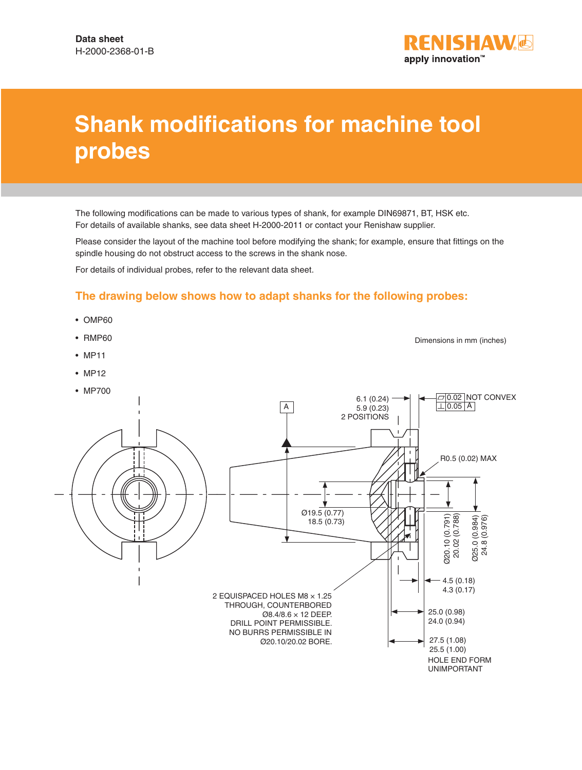Data sheet
H-2000-2368-01-B

RENISHAW
apply innovation™

# Shank modifications for machine tool probes

The following modifications can be made to various types of shank, for example DIN69871, BT, HSK etc. For details of available shanks, see data sheet H-2000-2011 or contact your Renishaw supplier.

Please consider the layout of the machine tool before modifying the shank; for example, ensure that fittings on the spindle housing do not obstruct access to the screws in the shank nose.

For details of individual probes, refer to the relevant data sheet.

## The drawing below shows how to adapt shanks for the following probes:

- OMP60
- RMP60
- MP11
- MP12
- MP700

Dimensions in mm (inches)

A

6.1 (0.24)
5.9 (0.23)
2 POSITIONS

⏥ 0.02 NOT CONVEX
⊥ 0.05 A

R0.5 (0.02) MAX

Ø19.5 (0.77)
18.5 (0.73)

Ø20.10 (0.791)
20.02 (0.788)

Ø25.0 (0.984)
24.8 (0.976)

4.5 (0.18)
4.3 (0.17)

2 EQUISPACED HOLES M8 × 1.25
THROUGH, COUNTERBORED
Ø8.4/8.6 × 12 DEEP.
DRILL POINT PERMISSIBLE.
NO BURRS PERMISSIBLE IN
Ø20.10/20.02 BORE.

25.0 (0.98)
24.0 (0.94)

27.5 (1.08)
25.5 (1.00)
HOLE END FORM
UNIMPORTANT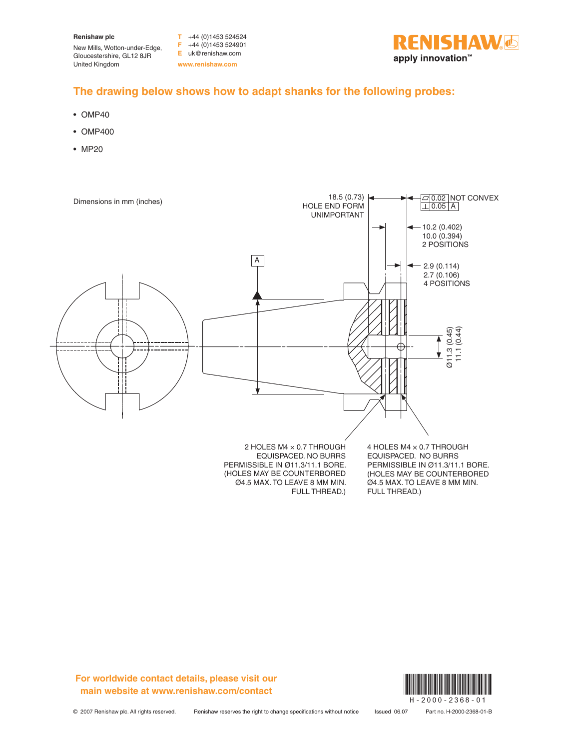Renishaw plc

New Mills, Wotton-under-Edge,
Gloucestershire, GL12 8JR
United Kingdom

T +44 (0)1453 524524
F +44 (0)1453 524901
E uk@renishaw.com
www.renishaw.com

RENISHAW
apply innovation™

## The drawing below shows how to adapt shanks for the following probes:

- OMP40
- OMP400
- MP20

Dimensions in mm (inches)

18.5 (0.73)
HOLE END FORM
UNIMPORTANT

0.02 NOT CONVEX
⊥ 0.05 A

10.2 (0.402)
10.0 (0.394)
2 POSITIONS

2.9 (0.114)
2.7 (0.106)
4 POSITIONS

A

Ø11.3 (0.45)
11.1 (0.44)

2 HOLES M4 × 0.7 THROUGH
EQUISPACED. NO BURRS
PERMISSIBLE IN Ø11.3/11.1 BORE.
(HOLES MAY BE COUNTERBORED
Ø4.5 MAX. TO LEAVE 8 MM MIN.
FULL THREAD.)

4 HOLES M4 × 0.7 THROUGH
EQUISPACED. NO BURRS
PERMISSIBLE IN Ø11.3/11.1 BORE.
(HOLES MAY BE COUNTERBORED
Ø4.5 MAX. TO LEAVE 8 MM MIN.
FULL THREAD.)

**For worldwide contact details, please visit our main website at www.renishaw.com/contact**

H-2000-2368-01

© 2007 Renishaw plc. All rights reserved. Renishaw reserves the right to change specifications without notice Issued 06.07 Part no. H-2000-2368-01-B